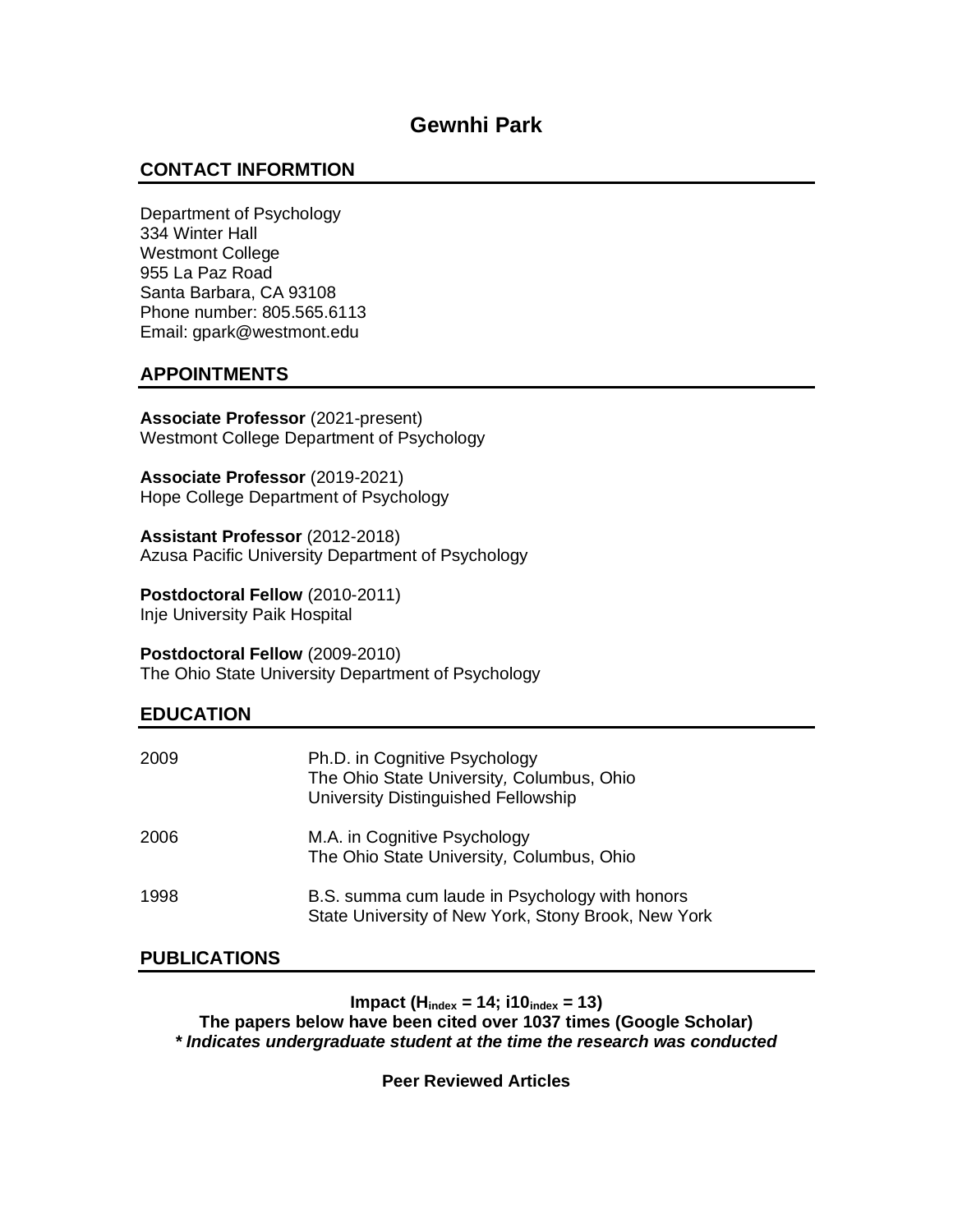# Gewnhi Park

## CONTACT INFORMTION

Department of Psychology
334 Winter Hall
Westmont College
955 La Paz Road
Santa Barbara, CA 93108
Phone number: 805.565.6113
Email: gpark@westmont.edu

## APPOINTMENTS

**Associate Professor** (2021-present)
Westmont College Department of Psychology

**Associate Professor** (2019-2021)
Hope College Department of Psychology

**Assistant Professor** (2012-2018)
Azusa Pacific University Department of Psychology

**Postdoctoral Fellow** (2010-2011)
Inje University Paik Hospital

**Postdoctoral Fellow** (2009-2010)
The Ohio State University Department of Psychology

## EDUCATION

| | |
|---|---|
| 2009 | Ph.D. in Cognitive Psychology<br>The Ohio State University, Columbus, Ohio<br>University Distinguished Fellowship |
| 2006 | M.A. in Cognitive Psychology<br>The Ohio State University, Columbus, Ohio |
| 1998 | B.S. summa cum laude in Psychology with honors<br>State University of New York, Stony Brook, New York |

## PUBLICATIONS

**Impact ($H_{index}$ = 14; $i10_{index}$ = 13)**
**The papers below have been cited over 1037 times (Google Scholar)**
***\* Indicates undergraduate student at the time the research was conducted***

**Peer Reviewed Articles**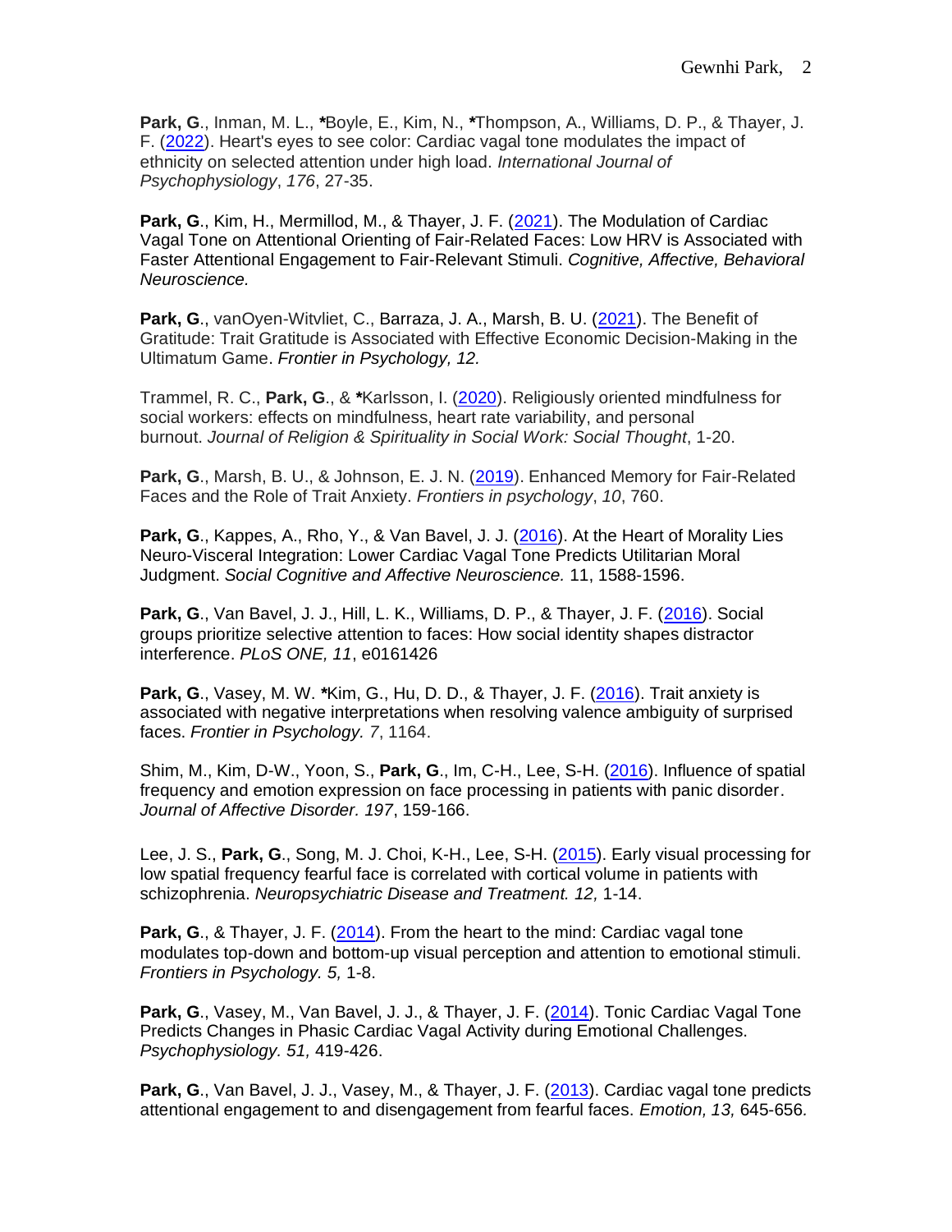**Park, G**., Inman, M. L., ***Boyle, E., Kim, N., ***Thompson, A., Williams, D. P., & Thayer, J. F. (2022). Heart's eyes to see color: Cardiac vagal tone modulates the impact of ethnicity on selected attention under high load. *International Journal of Psychophysiology*, *176*, 27-35.

**Park, G**., Kim, H., Mermillod, M., & Thayer, J. F. (2021). The Modulation of Cardiac Vagal Tone on Attentional Orienting of Fair-Related Faces: Low HRV is Associated with Faster Attentional Engagement to Fair-Relevant Stimuli. *Cognitive, Affective, Behavioral Neuroscience.*

**Park, G**., vanOyen-Witvliet, C., Barraza, J. A., Marsh, B. U. (2021). The Benefit of Gratitude: Trait Gratitude is Associated with Effective Economic Decision-Making in the Ultimatum Game. *Frontier in Psychology, 12.*

Trammel, R. C., **Park, G**., & ***Karlsson, I. (2020). Religiously oriented mindfulness for social workers: effects on mindfulness, heart rate variability, and personal burnout. *Journal of Religion & Spirituality in Social Work: Social Thought*, 1-20.

**Park, G**., Marsh, B. U., & Johnson, E. J. N. (2019). Enhanced Memory for Fair-Related Faces and the Role of Trait Anxiety. *Frontiers in psychology*, *10*, 760.

**Park, G**., Kappes, A., Rho, Y., & Van Bavel, J. J. (2016). At the Heart of Morality Lies Neuro-Visceral Integration: Lower Cardiac Vagal Tone Predicts Utilitarian Moral Judgment. *Social Cognitive and Affective Neuroscience.* 11, 1588-1596.

**Park, G**., Van Bavel, J. J., Hill, L. K., Williams, D. P., & Thayer, J. F. (2016). Social groups prioritize selective attention to faces: How social identity shapes distractor interference. *PLoS ONE, 11*, e0161426

**Park, G**., Vasey, M. W. ***Kim, G., Hu, D. D., & Thayer, J. F. (2016). Trait anxiety is associated with negative interpretations when resolving valence ambiguity of surprised faces. *Frontier in Psychology. 7*, 1164.

Shim, M., Kim, D-W., Yoon, S., **Park, G**., Im, C-H., Lee, S-H. (2016). Influence of spatial frequency and emotion expression on face processing in patients with panic disorder. *Journal of Affective Disorder. 197*, 159-166.

Lee, J. S., **Park, G**., Song, M. J. Choi, K-H., Lee, S-H. (2015). Early visual processing for low spatial frequency fearful face is correlated with cortical volume in patients with schizophrenia. *Neuropsychiatric Disease and Treatment. 12,* 1-14.

**Park, G**., & Thayer, J. F. (2014). From the heart to the mind: Cardiac vagal tone modulates top-down and bottom-up visual perception and attention to emotional stimuli. *Frontiers in Psychology. 5,* 1-8.

**Park, G**., Vasey, M., Van Bavel, J. J., & Thayer, J. F. (2014). Tonic Cardiac Vagal Tone Predicts Changes in Phasic Cardiac Vagal Activity during Emotional Challenges. *Psychophysiology. 51,* 419-426.

**Park, G**., Van Bavel, J. J., Vasey, M., & Thayer, J. F. (2013). Cardiac vagal tone predicts attentional engagement to and disengagement from fearful faces. *Emotion, 13,* 645-656.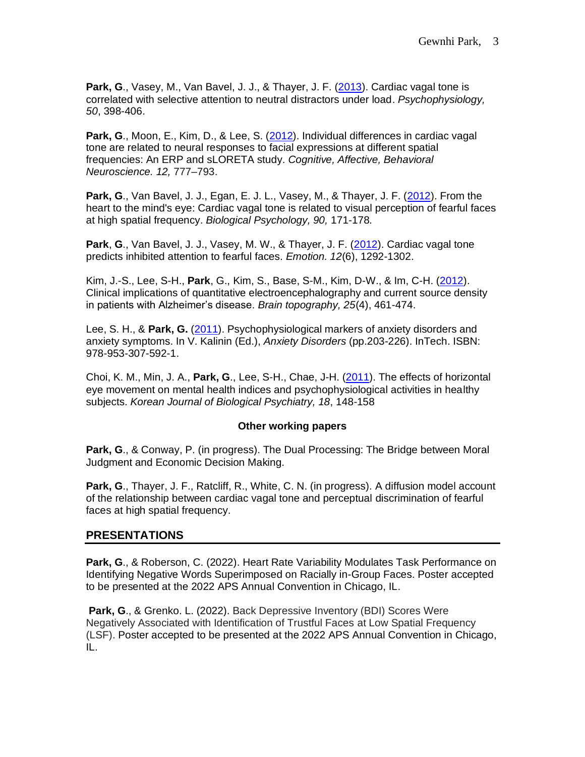**Park, G**., Vasey, M., Van Bavel, J. J., & Thayer, J. F. (2013). Cardiac vagal tone is correlated with selective attention to neutral distractors under load. *Psychophysiology, 50*, 398-406.

**Park, G**., Moon, E., Kim, D., & Lee, S. (2012). Individual differences in cardiac vagal tone are related to neural responses to facial expressions at different spatial frequencies: An ERP and sLORETA study. *Cognitive, Affective, Behavioral Neuroscience. 12,* 777–793.

**Park, G**., Van Bavel, J. J., Egan, E. J. L., Vasey, M., & Thayer, J. F. (2012). From the heart to the mind's eye: Cardiac vagal tone is related to visual perception of fearful faces at high spatial frequency. *Biological Psychology, 90,* 171-178*.*

**Park**, **G**., Van Bavel, J. J., Vasey, M. W., & Thayer, J. F. (2012). Cardiac vagal tone predicts inhibited attention to fearful faces. *Emotion. 12*(6), 1292-1302.

Kim, J.-S., Lee, S-H., **Park**, G., Kim, S., Base, S-M., Kim, D-W., & Im, C-H. (2012). Clinical implications of quantitative electroencephalography and current source density in patients with Alzheimer's disease. *Brain topography, 25*(4), 461-474.

Lee, S. H., & **Park, G.** (2011). Psychophysiological markers of anxiety disorders and anxiety symptoms. In V. Kalinin (Ed.), *Anxiety Disorders* (pp.203-226). InTech. ISBN: 978-953-307-592-1.

Choi, K. M., Min, J. A., **Park, G**., Lee, S-H., Chae, J-H. (2011). The effects of horizontal eye movement on mental health indices and psychophysiological activities in healthy subjects. *Korean Journal of Biological Psychiatry, 18*, 148-158

**Other working papers**

**Park, G**., & Conway, P. (in progress). The Dual Processing: The Bridge between Moral Judgment and Economic Decision Making.

**Park, G**., Thayer, J. F., Ratcliff, R., White, C. N. (in progress). A diffusion model account of the relationship between cardiac vagal tone and perceptual discrimination of fearful faces at high spatial frequency.

## PRESENTATIONS

**Park, G**., & Roberson, C. (2022). Heart Rate Variability Modulates Task Performance on Identifying Negative Words Superimposed on Racially in-Group Faces. Poster accepted to be presented at the 2022 APS Annual Convention in Chicago, IL.

**Park, G**., & Grenko. L. (2022). Back Depressive Inventory (BDI) Scores Were Negatively Associated with Identification of Trustful Faces at Low Spatial Frequency (LSF). Poster accepted to be presented at the 2022 APS Annual Convention in Chicago, IL.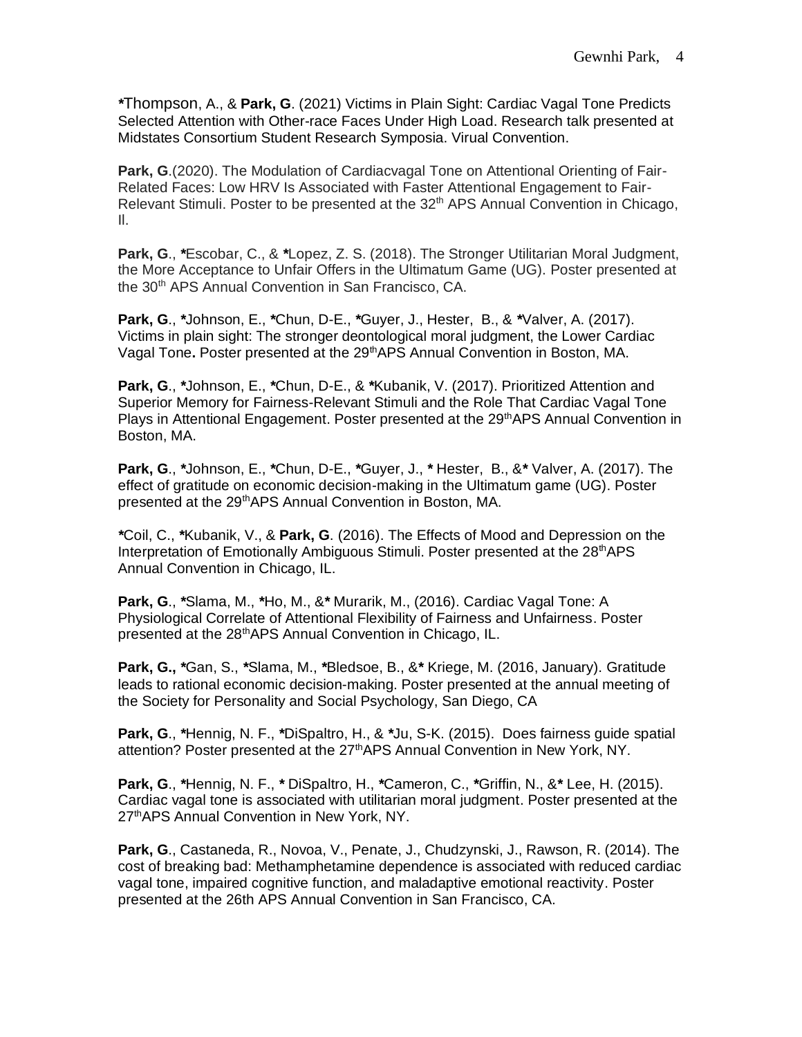*Thompson, A., & **Park, G**. (2021) Victims in Plain Sight: Cardiac Vagal Tone Predicts Selected Attention with Other-race Faces Under High Load. Research talk presented at Midstates Consortium Student Research Symposia. Virual Convention.

**Park, G**.(2020). The Modulation of Cardiacvagal Tone on Attentional Orienting of Fair-Related Faces: Low HRV Is Associated with Faster Attentional Engagement to Fair-Relevant Stimuli. Poster to be presented at the 32th APS Annual Convention in Chicago, Il.

**Park, G**., *Escobar, C., & *Lopez, Z. S. (2018). The Stronger Utilitarian Moral Judgment, the More Acceptance to Unfair Offers in the Ultimatum Game (UG). Poster presented at the 30th APS Annual Convention in San Francisco, CA.

**Park, G**., *Johnson, E., *Chun, D-E., *Guyer, J., Hester, B., & *Valver, A. (2017). Victims in plain sight: The stronger deontological moral judgment, the Lower Cardiac Vagal Tone**.** Poster presented at the 29thAPS Annual Convention in Boston, MA.

**Park, G**., *Johnson, E., *Chun, D-E., & *Kubanik, V. (2017). Prioritized Attention and Superior Memory for Fairness-Relevant Stimuli and the Role That Cardiac Vagal Tone Plays in Attentional Engagement. Poster presented at the 29thAPS Annual Convention in Boston, MA.

**Park, G**., *Johnson, E., *Chun, D-E., *Guyer, J., * Hester, B., &* Valver, A. (2017). The effect of gratitude on economic decision-making in the Ultimatum game (UG). Poster presented at the 29thAPS Annual Convention in Boston, MA.

*Coil, C., *Kubanik, V., & **Park, G**. (2016). The Effects of Mood and Depression on the Interpretation of Emotionally Ambiguous Stimuli. Poster presented at the 28thAPS Annual Convention in Chicago, IL.

**Park, G**., *Slama, M., *Ho, M., &* Murarik, M., (2016). Cardiac Vagal Tone: A Physiological Correlate of Attentional Flexibility of Fairness and Unfairness. Poster presented at the 28thAPS Annual Convention in Chicago, IL.

**Park, G., ***Gan, S., *Slama, M., *Bledsoe, B., &* Kriege, M. (2016, January). Gratitude leads to rational economic decision-making. Poster presented at the annual meeting of the Society for Personality and Social Psychology, San Diego, CA

**Park, G**., *Hennig, N. F., *DiSpaltro, H., & *Ju, S-K. (2015). Does fairness guide spatial attention? Poster presented at the 27thAPS Annual Convention in New York, NY.

**Park, G**., *Hennig, N. F., * DiSpaltro, H., *Cameron, C., *Griffin, N., &* Lee, H. (2015). Cardiac vagal tone is associated with utilitarian moral judgment. Poster presented at the 27thAPS Annual Convention in New York, NY.

**Park, G**., Castaneda, R., Novoa, V., Penate, J., Chudzynski, J., Rawson, R. (2014). The cost of breaking bad: Methamphetamine dependence is associated with reduced cardiac vagal tone, impaired cognitive function, and maladaptive emotional reactivity. Poster presented at the 26th APS Annual Convention in San Francisco, CA.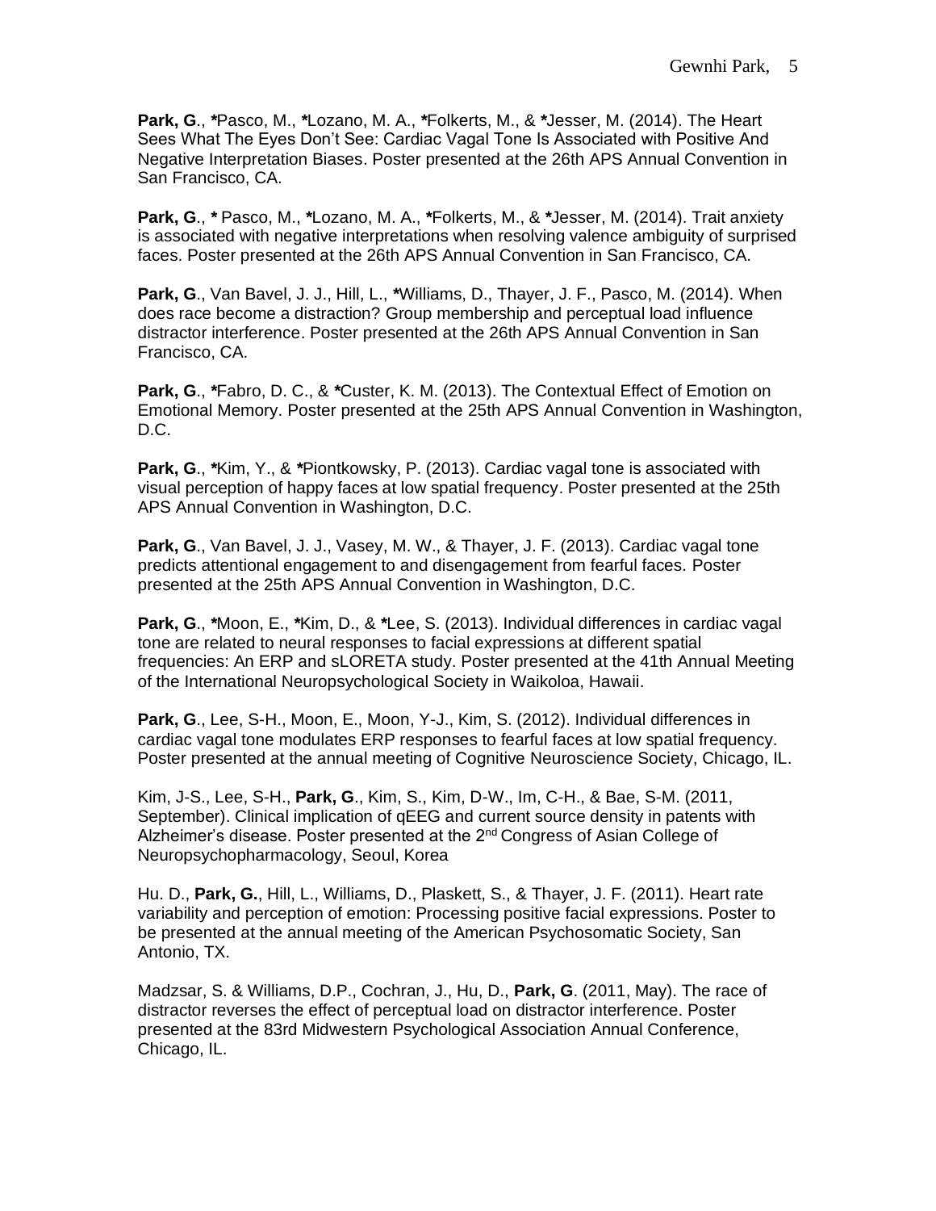**Park, G**., ***Pasco, M., ***Lozano, M. A., ***Folkerts, M., & ***Jesser, M. (2014). The Heart Sees What The Eyes Don't See: Cardiac Vagal Tone Is Associated with Positive And Negative Interpretation Biases. Poster presented at the 26th APS Annual Convention in San Francisco, CA.

**Park, G**., *** Pasco, M., ***Lozano, M. A., ***Folkerts, M., & ***Jesser, M. (2014). Trait anxiety is associated with negative interpretations when resolving valence ambiguity of surprised faces. Poster presented at the 26th APS Annual Convention in San Francisco, CA.

**Park, G**., Van Bavel, J. J., Hill, L., ***Williams, D., Thayer, J. F., Pasco, M. (2014). When does race become a distraction? Group membership and perceptual load influence distractor interference. Poster presented at the 26th APS Annual Convention in San Francisco, CA.

**Park, G**., ***Fabro, D. C., & ***Custer, K. M. (2013). The Contextual Effect of Emotion on Emotional Memory. Poster presented at the 25th APS Annual Convention in Washington, D.C.

**Park, G**., ***Kim, Y., & ***Piontkowsky, P. (2013). Cardiac vagal tone is associated with visual perception of happy faces at low spatial frequency. Poster presented at the 25th APS Annual Convention in Washington, D.C.

**Park, G**., Van Bavel, J. J., Vasey, M. W., & Thayer, J. F. (2013). Cardiac vagal tone predicts attentional engagement to and disengagement from fearful faces. Poster presented at the 25th APS Annual Convention in Washington, D.C.

**Park, G**., ***Moon, E., ***Kim, D., & ***Lee, S. (2013). Individual differences in cardiac vagal tone are related to neural responses to facial expressions at different spatial frequencies: An ERP and sLORETA study. Poster presented at the 41th Annual Meeting of the International Neuropsychological Society in Waikoloa, Hawaii.

**Park, G**., Lee, S-H., Moon, E., Moon, Y-J., Kim, S. (2012). Individual differences in cardiac vagal tone modulates ERP responses to fearful faces at low spatial frequency. Poster presented at the annual meeting of Cognitive Neuroscience Society, Chicago, IL.

Kim, J-S., Lee, S-H., **Park, G**., Kim, S., Kim, D-W., Im, C-H., & Bae, S-M. (2011, September). Clinical implication of qEEG and current source density in patents with Alzheimer's disease. Poster presented at the 2nd Congress of Asian College of Neuropsychopharmacology, Seoul, Korea

Hu. D., **Park, G.**, Hill, L., Williams, D., Plaskett, S., & Thayer, J. F. (2011). Heart rate variability and perception of emotion: Processing positive facial expressions. Poster to be presented at the annual meeting of the American Psychosomatic Society, San Antonio, TX.

Madzsar, S. & Williams, D.P., Cochran, J., Hu, D., **Park, G**. (2011, May). The race of distractor reverses the effect of perceptual load on distractor interference. Poster presented at the 83rd Midwestern Psychological Association Annual Conference, Chicago, IL.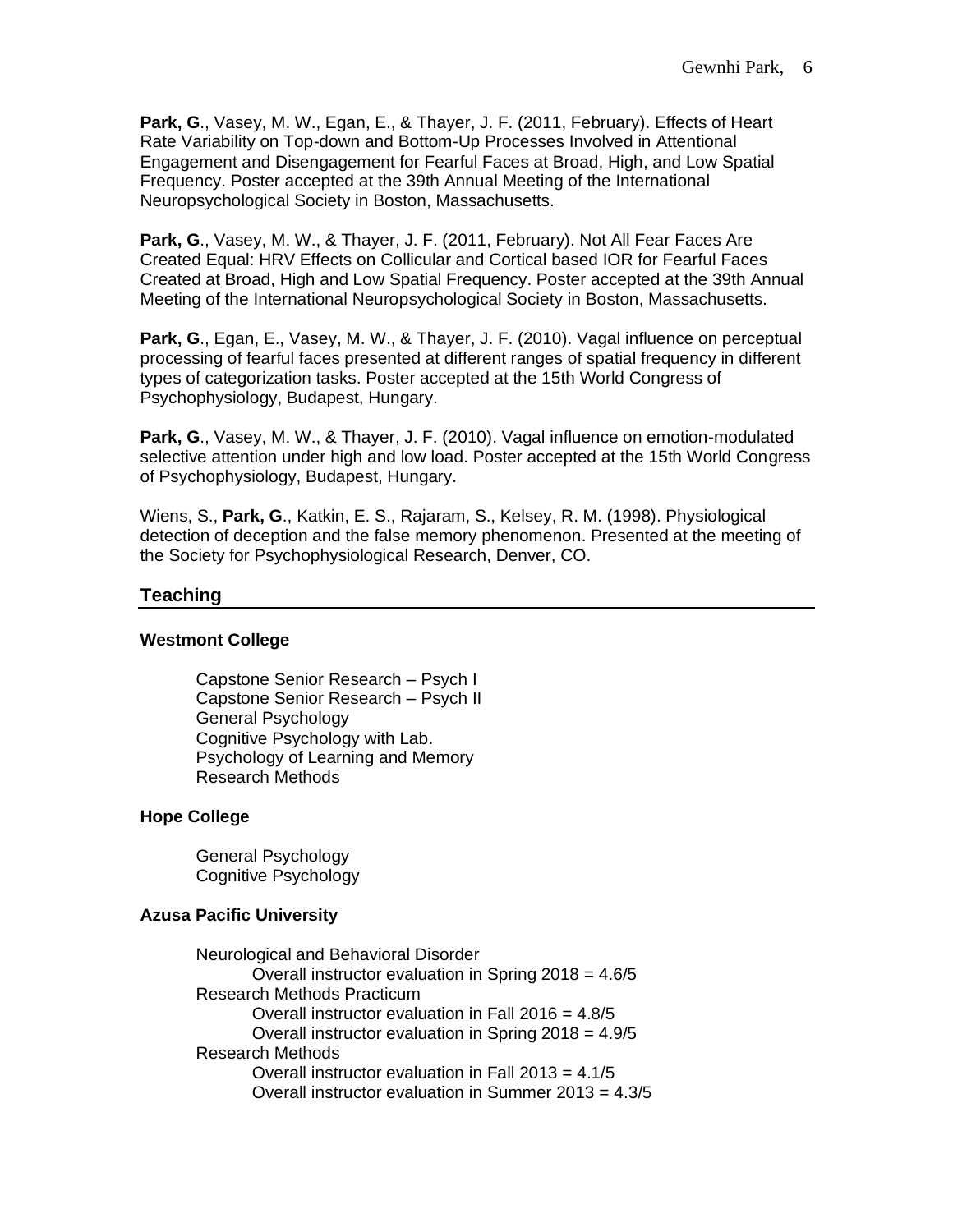**Park, G**., Vasey, M. W., Egan, E., & Thayer, J. F. (2011, February). Effects of Heart Rate Variability on Top-down and Bottom-Up Processes Involved in Attentional Engagement and Disengagement for Fearful Faces at Broad, High, and Low Spatial Frequency. Poster accepted at the 39th Annual Meeting of the International Neuropsychological Society in Boston, Massachusetts.

**Park, G**., Vasey, M. W., & Thayer, J. F. (2011, February). Not All Fear Faces Are Created Equal: HRV Effects on Collicular and Cortical based IOR for Fearful Faces Created at Broad, High and Low Spatial Frequency. Poster accepted at the 39th Annual Meeting of the International Neuropsychological Society in Boston, Massachusetts.

**Park, G**., Egan, E., Vasey, M. W., & Thayer, J. F. (2010). Vagal influence on perceptual processing of fearful faces presented at different ranges of spatial frequency in different types of categorization tasks. Poster accepted at the 15th World Congress of Psychophysiology, Budapest, Hungary.

**Park, G**., Vasey, M. W., & Thayer, J. F. (2010). Vagal influence on emotion-modulated selective attention under high and low load. Poster accepted at the 15th World Congress of Psychophysiology, Budapest, Hungary.

Wiens, S., **Park, G**., Katkin, E. S., Rajaram, S., Kelsey, R. M. (1998). Physiological detection of deception and the false memory phenomenon. Presented at the meeting of the Society for Psychophysiological Research, Denver, CO.

## Teaching

**Westmont College**

- Capstone Senior Research – Psych I
- Capstone Senior Research – Psych II
- General Psychology
- Cognitive Psychology with Lab.
- Psychology of Learning and Memory
- Research Methods

**Hope College**

- General Psychology
- Cognitive Psychology

**Azusa Pacific University**

- Neurological and Behavioral Disorder
  - Overall instructor evaluation in Spring 2018 = 4.6/5
- Research Methods Practicum
  - Overall instructor evaluation in Fall 2016 = 4.8/5
  - Overall instructor evaluation in Spring 2018 = 4.9/5
- Research Methods
  - Overall instructor evaluation in Fall 2013 = 4.1/5
  - Overall instructor evaluation in Summer 2013 = 4.3/5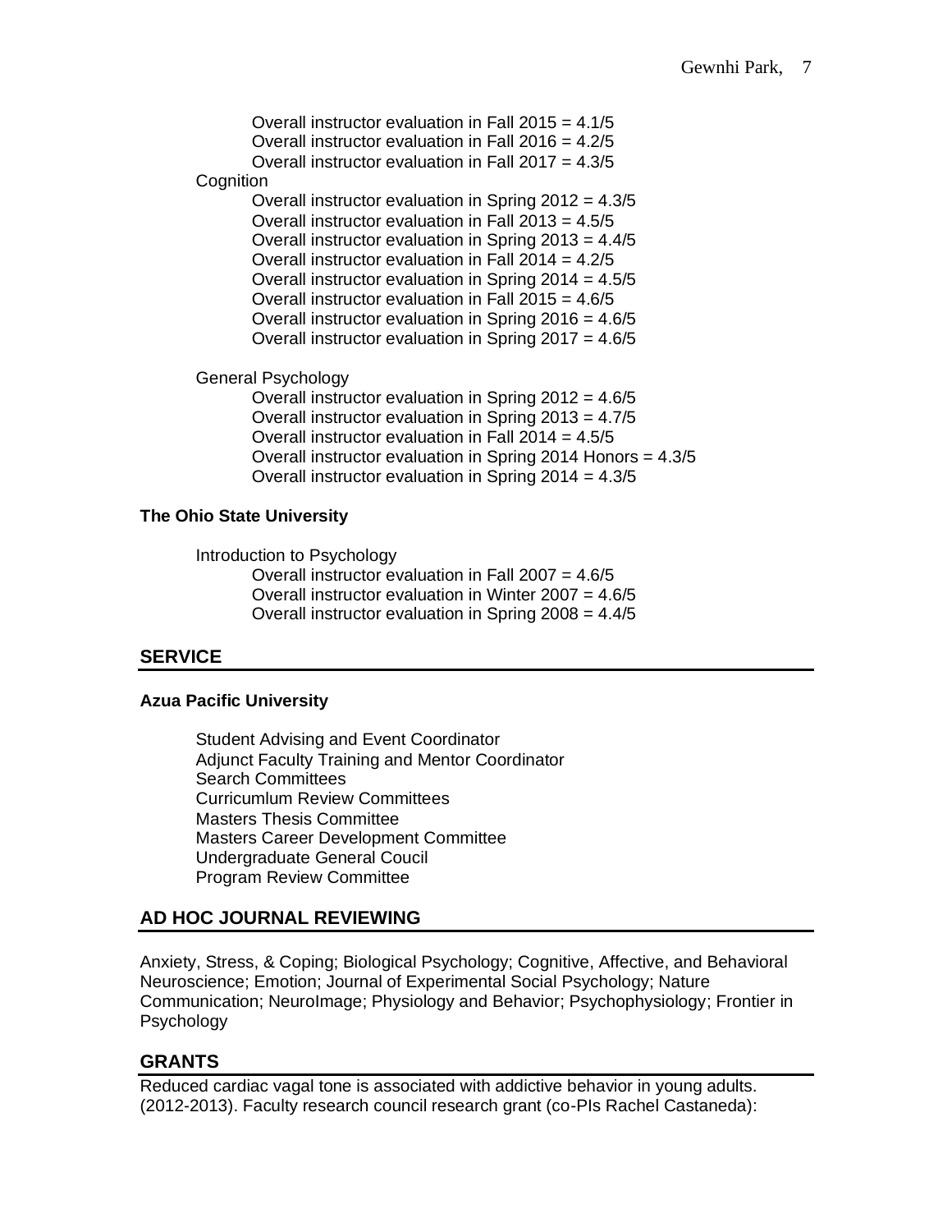Overall instructor evaluation in Fall 2015 = 4.1/5
Overall instructor evaluation in Fall 2016 = 4.2/5
Overall instructor evaluation in Fall 2017 = 4.3/5

Cognition

Overall instructor evaluation in Spring 2012 = 4.3/5
Overall instructor evaluation in Fall 2013 = 4.5/5
Overall instructor evaluation in Spring 2013 = 4.4/5
Overall instructor evaluation in Fall 2014 = 4.2/5
Overall instructor evaluation in Spring 2014 = 4.5/5
Overall instructor evaluation in Fall 2015 = 4.6/5
Overall instructor evaluation in Spring 2016 = 4.6/5
Overall instructor evaluation in Spring 2017 = 4.6/5

General Psychology

Overall instructor evaluation in Spring 2012 = 4.6/5
Overall instructor evaluation in Spring 2013 = 4.7/5
Overall instructor evaluation in Fall 2014 = 4.5/5
Overall instructor evaluation in Spring 2014 Honors = 4.3/5
Overall instructor evaluation in Spring 2014 = 4.3/5

**The Ohio State University**

Introduction to Psychology

Overall instructor evaluation in Fall 2007 = 4.6/5
Overall instructor evaluation in Winter 2007 = 4.6/5
Overall instructor evaluation in Spring 2008 = 4.4/5

## SERVICE

**Azua Pacific University**

Student Advising and Event Coordinator
Adjunct Faculty Training and Mentor Coordinator
Search Committees
Curricumlum Review Committees
Masters Thesis Committee
Masters Career Development Committee
Undergraduate General Coucil
Program Review Committee

## AD HOC JOURNAL REVIEWING

Anxiety, Stress, & Coping; Biological Psychology; Cognitive, Affective, and Behavioral Neuroscience; Emotion; Journal of Experimental Social Psychology; Nature Communication; NeuroImage; Physiology and Behavior; Psychophysiology; Frontier in Psychology

## GRANTS

Reduced cardiac vagal tone is associated with addictive behavior in young adults. (2012-2013). Faculty research council research grant (co-PIs Rachel Castaneda):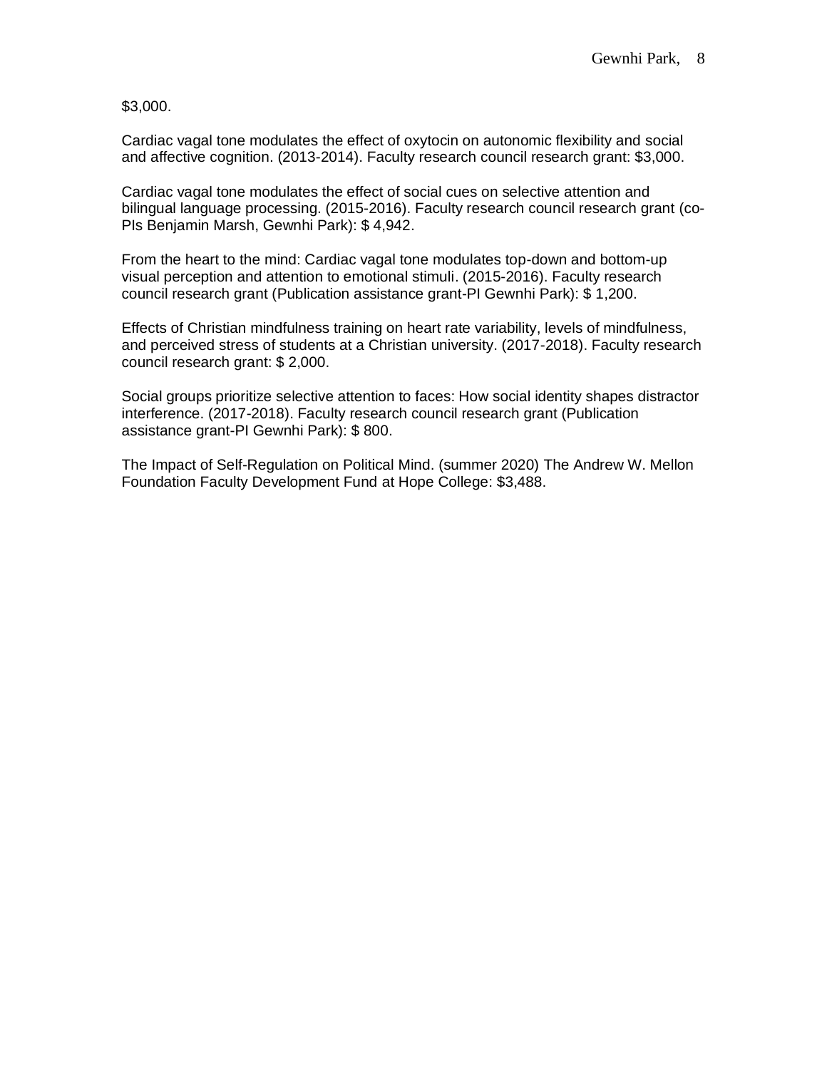$3,000.

Cardiac vagal tone modulates the effect of oxytocin on autonomic flexibility and social and affective cognition. (2013-2014). Faculty research council research grant: $3,000.

Cardiac vagal tone modulates the effect of social cues on selective attention and bilingual language processing. (2015-2016). Faculty research council research grant (co-PIs Benjamin Marsh, Gewnhi Park): $ 4,942.

From the heart to the mind: Cardiac vagal tone modulates top-down and bottom-up visual perception and attention to emotional stimuli. (2015-2016). Faculty research council research grant (Publication assistance grant-PI Gewnhi Park): $ 1,200.

Effects of Christian mindfulness training on heart rate variability, levels of mindfulness, and perceived stress of students at a Christian university. (2017-2018). Faculty research council research grant: $ 2,000.

Social groups prioritize selective attention to faces: How social identity shapes distractor interference. (2017-2018). Faculty research council research grant (Publication assistance grant-PI Gewnhi Park): $ 800.

The Impact of Self-Regulation on Political Mind. (summer 2020) The Andrew W. Mellon Foundation Faculty Development Fund at Hope College: $3,488.